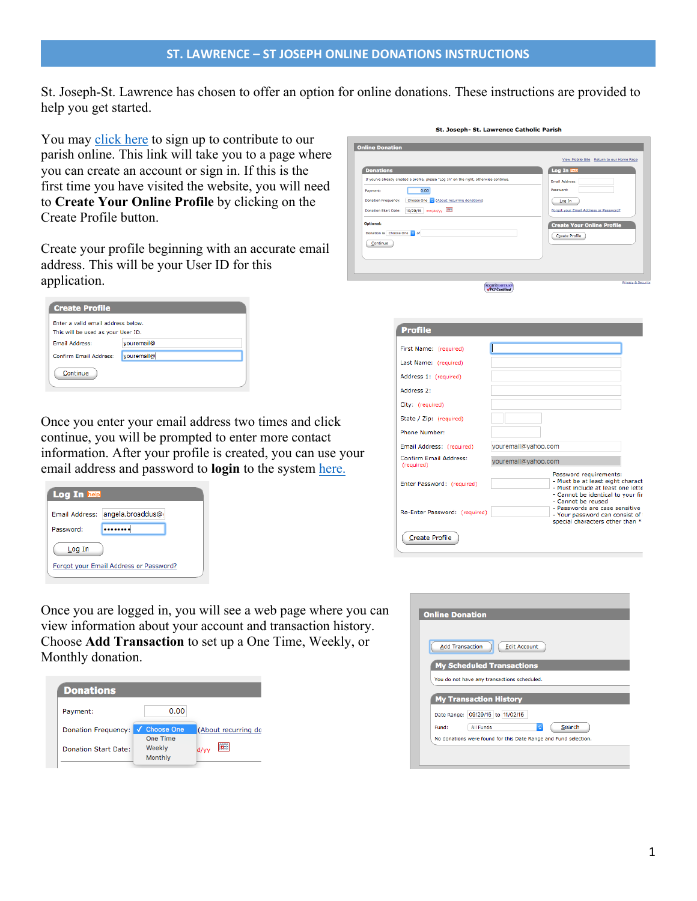## ST. LAWRENCE – ST JOSEPH ONLINE DONATIONS INSTRUCTIONS

St. Joseph-St. Lawrence has chosen to offer an option for online donations. These instructions are provided to help you get started.

You may click here to sign up to contribute to our parish online. This link will take you to a page where you can create an account or sign in. If this is the first time you have visited the website, you will need to **Create Your Online Profile** by clicking on the Create Profile button.

Create your profile beginning with an accurate email address. This will be your User ID for this application.

Once you enter your email address two times and click continue, you will be prompted to enter more contact information. After your profile is created, you can use your email address and password to **login** to the system here.

Once you are logged in, you will see a web page where you can view information about your account and transaction history. Choose **Add Transaction** to set up a One Time, Weekly, or Monthly donation.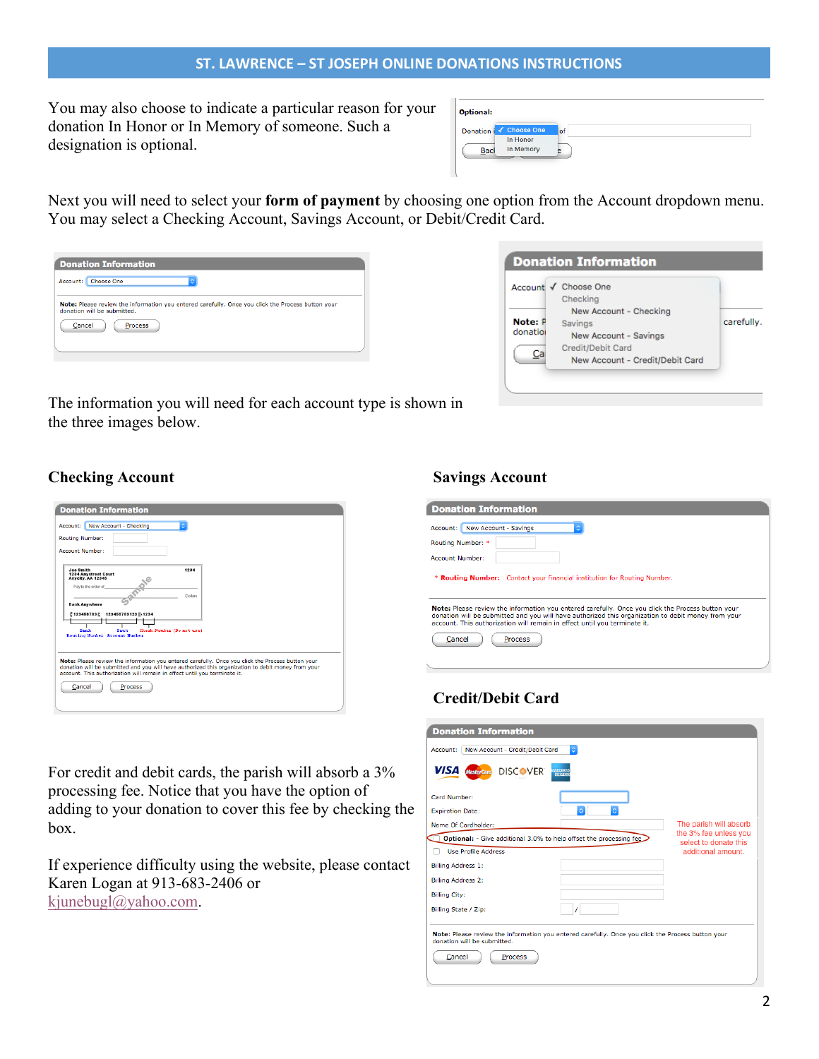## ST. LAWRENCE – ST JOSEPH ONLINE DONATIONS INSTRUCTIONS

You may also choose to indicate a particular reason for your donation In Honor or In Memory of someone. Such a designation is optional.

Optional:

Donation ✓ Choose One / In Honor / In Memory of

Next you will need to select your **form of payment** by choosing one option from the Account dropdown menu. You may select a Checking Account, Savings Account, or Debit/Credit Card.

Donation Information

Account: Choose One

Note: Please review the information you entered carefully. Once you click the Process button your donation will be submitted.

Cancel Process

Donation Information

Account ✓ Choose One
Checking
New Account - Checking
Savings
New Account - Savings
Credit/Debit Card
New Account - Credit/Debit Card

The information you will need for each account type is shown in the three images below.

### Checking Account

Donation Information

Account: New Account - Checking

Routing Number:

Account Number:

Bank Routing Number / Bank Account Number / Check Number (Do not use)

Note: Please review the information you entered carefully. Once you click the Process button your donation will be submitted and you will have authorized this organization to debit money from your account. This authorization will remain in effect until you terminate it.

Cancel Process

### Savings Account

Donation Information

Account: New Account - Savings

Routing Number: *

Account Number:

* Routing Number: Contact your financial institution for Routing Number.

Note: Please review the information you entered carefully. Once you click the Process button your donation will be submitted and you will have authorized this organization to debit money from your account. This authorization will remain in effect until you terminate it.

Cancel Process

### Credit/Debit Card

Donation Information

Account: New Account - Credit/Debit Card

Card Number:

Expiration Date:

Name Of Cardholder:

Optional: - Give additional 3.0% to help offset the processing fee

Use Profile Address

Billing Address 1:

Billing Address 2:

Billing City:

Billing State / Zip:

The parish will absorb the 3% fee unless you select to donate this additional amount.

Note: Please review the information you entered carefully. Once you click the Process button your donation will be submitted.

Cancel Process

For credit and debit cards, the parish will absorb a 3% processing fee. Notice that you have the option of adding to your donation to cover this fee by checking the box.

If experience difficulty using the website, please contact Karen Logan at 913-683-2406 or kjunebugl@yahoo.com.